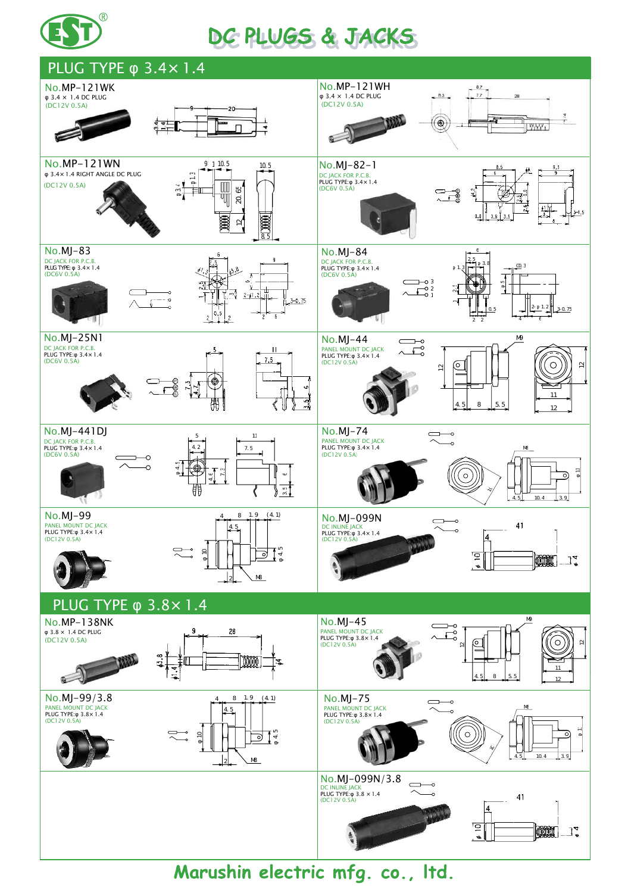# DC PLUGS & JACKS

## PLUG TYPE φ 3.4× 1.4

### No.MP-121WK
φ 3.4 × 1.4 DC PLUG
(DC12V 0.5A)

### No.MP-121WH
φ 3.4 × 1.4 DC PLUG
(DC12V 0.5A)

### No.MP-121WN
φ 3.4× 1.4 RIGHT ANGLE DC PLUG
(DC12V 0.5A)

### No.MJ-82-1
DC JACK FOR P.C.B.
PLUG TYPE:φ 3.4× 1.4
(DC6V 0.5A)

### No.MJ-83
DC JACK FOR P.C.B.
PLUG TYPE:φ 3.4× 1.4
(DC6V 0.5A)

### No.MJ-84
DC JACK FOR P.C.B.
PLUG TYPE:φ 3.4× 1.4
(DC6V 0.5A)

### No.MJ-25N1
DC JACK FOR P.C.B.
PLUG TYPE:φ 3.4× 1.4
(DC6V 0.5A)

### No.MJ-44
PANEL MOUNT DC JACK
PLUG TYPE:φ 3.4× 1.4
(DC12V 0.5A)

### No.MJ-441DJ
DC JACK FOR P.C.B.
PLUG TYPE:φ 3.4× 1.4
(DC6V 0.5A)

### No.MJ-74
PANEL MOUNT DC JACK
PLUG TYPE:φ 3.4× 1.4
(DC12V 0.5A)

### No.MJ-99
PANEL MOUNT DC JACK
PLUG TYPE:φ 3.4× 1.4
(DC12V 0.5A)

### No.MJ-099N
DC INLINE JACK
PLUG TYPE:φ 3.4× 1.4
(DC12V 0.5A)

## PLUG TYPE φ 3.8× 1.4

### No.MP-138NK
φ 3.8 × 1.4 DC PLUG
(DC12V 0.5A)

### No.MJ-45
PANEL MOUNT DC JACK
PLUG TYPE:φ 3.8× 1.4
(DC12V 0.5A)

### No.MJ-99/3.8
PANEL MOUNT DC JACK
PLUG TYPE:φ 3.8× 1.4
(DC12V 0.5A)

### No.MJ-75
PANEL MOUNT DC JACK
PLUG TYPE:φ 3.8× 1.4
(DC12V 0.5A)

### No.MJ-099N/3.8
DC INLINE JACK
PLUG TYPE:φ 3.8 × 1.4
(DC12V 0.5A)

Marushin electric mfg. co., ltd.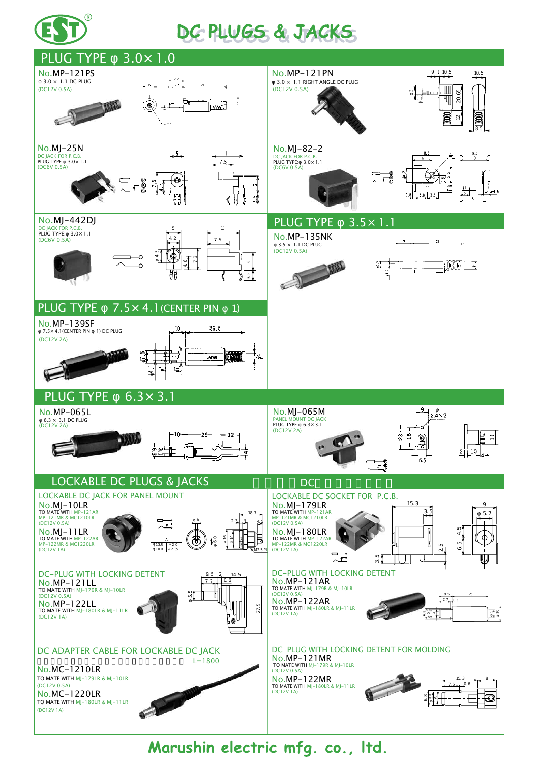# DC PLUGS & JACKS

## PLUG TYPE φ 3.0×1.0

No.MP-121PS
φ 3.0 × 1.1 DC PLUG
(DC12V 0.5A)

No.MP-121PN
φ 3.0 × 1.1 RIGHT ANGLE DC PLUG
(DC12V 0.5A)

No.MJ-25N
DC JACK FOR P.C.B.
PLUG TYPE:φ 3.0×1.1
(DC6V 0.5A)

No.MJ-82-2
DC JACK FOR P.C.B.
PLUG TYPE:φ 3.0×1.1
(DC6V 0.5A)

No.MJ-442DJ
DC JACK FOR P.C.B.
PLUG TYPE:φ 3.0×1.1
(DC6V 0.5A)

## PLUG TYPE φ 3.5×1.1

No.MP-135NK
φ 3.5 × 1.1 DC PLUG
(DC12V 0.5A)

## PLUG TYPE φ 7.5×4.1(CENTER PIN φ 1)

No.MP-139SF
φ 7.5×4.1(CENTER PIN:φ 1) DC PLUG
(DC12V 2A)

## PLUG TYPE φ 6.3×3.1

No.MP-065L
φ 6.3 × 3.1 DC PLUG
(DC12V 2A)

No.MJ-065M
PANEL MOUNT DC JACK
PLUG TYPE:φ 6.3×3.1
(DC12V 2A)

## LOCKABLE DC PLUGS & JACKS

LOCKABLE DC JACK FOR PANEL MOUNT

No.MJ-10LR
TO MATE WITH MP-121AR
MP-121MR & MC1210LR
(DC12V 0.5A)

No.MJ-11LR
TO MATE WITH MP-122AR
MP-122MR & MC1220LR
(DC12V 1A)

| | A |
|---|---|
| MJ10LR | φ 2.0 |
| MJ11LR | φ 2.35 |

LOCKABLE DC SOCKET FOR P.C.B.

No.MJ-179LR
TO MATE WITH MP-121AR
MP-121MR & MC1210LR
(DC12V 0.5A)

No.MJ-180LR
TO MATE WITH MP-122AR
MP-122MR & MC1220LR
(DC12V 1A)

DC-PLUG WITH LOCKING DETENT

No.MP-121LL
TO MATE WITH MJ-179R & MJ-10LR
(DC12V 0.5A)

No.MP-122LL
TO MATE WITH MJ-180LR & MJ-11LR
(DC12V 1A)

DC-PLUG WITH LOCKING DETENT

No.MP-121AR
TO MATE WITH MJ-179R & MJ-10LR
(DC12V 0.5A)

No.MP-122AR
TO MATE WITH MJ-180LR & MJ-11LR
(DC12V 1A)

DC ADAPTER CABLE FOR LOCKABLE DC JACK

L=1800

No.MC-1210LR
TO MATE WITH MJ-179LR & MJ-10LR
(DC12V 0.5A)

No.MC-1220LR
TO MATE WITH MJ-180LR & MJ-11LR
(DC12V 1A)

DC-PLUG WITH LOCKING DETENT FOR MOLDING

No.MP-121MR
TO MATE WITH MJ-179R & MJ-10LR
(DC12V 0.5A)

No.MP-122MR
TO MATE WITH MJ-180LR & MJ-11LR
(DC12V 1A)

**Marushin electric mfg. co., ltd.**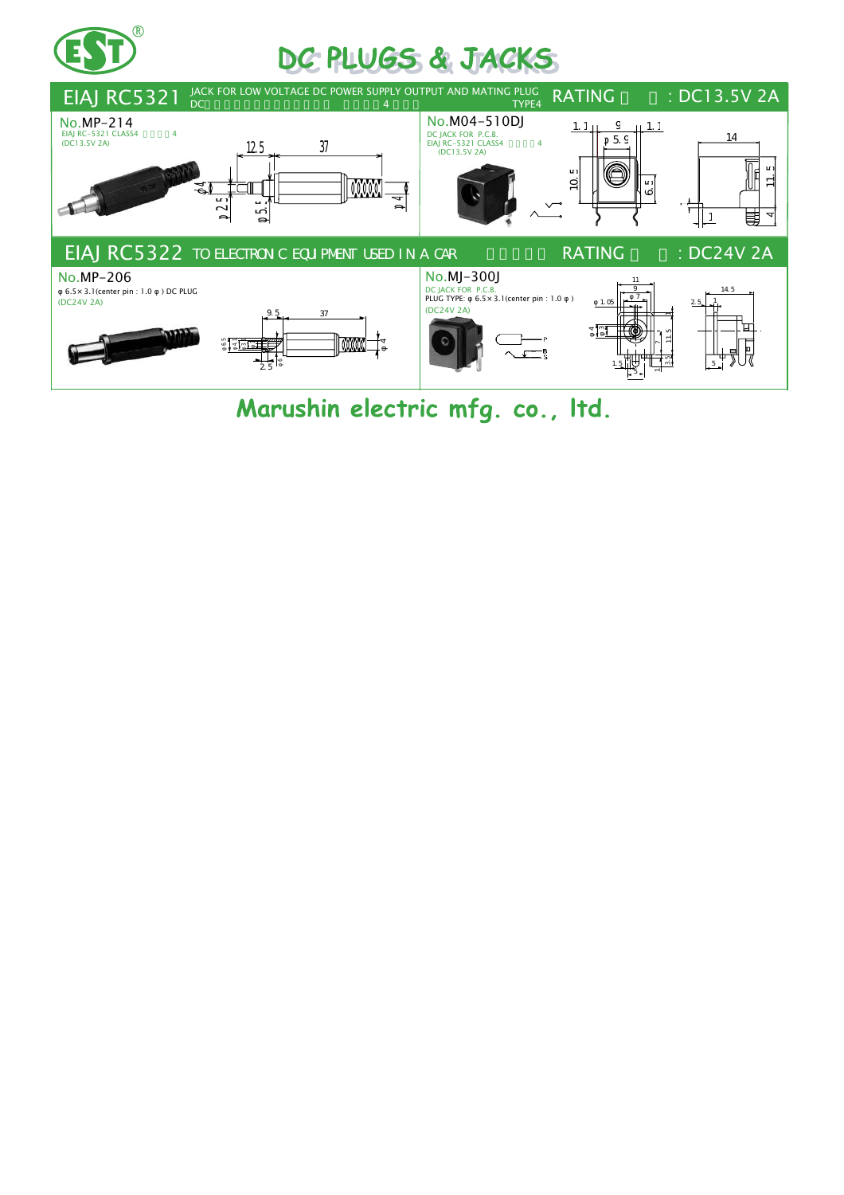# DC PLUGS & JACKS

## EIAJ RC5321 JACK FOR LOW VOLTAGE DC POWER SUPPLY OUTPUT AND MATING PLUG TYPE4 RATING : DC13.5V 2A

**No.MP-214**

EIAJ RC-5321 CLASS4 4
(DC13.5V 2A)

12.5
37
φ4
φ2.5
φ5.5
φ4

**No.M04-510DJ**

DC JACK FOR P.C.B.
EIAJ RC-5321 CLASS4 4
(DC13.5V 2A)

1.1
9
1.1
φ5.9
14
10.5
6.5
11.5
1
4

## EIAJ RC5322 TO ELECTRONIC EQUIPMENT USED IN A CAR RATING : DC24V 2A

**No.MP-206**

φ 6.5×3.1(center pin : 1.0 φ) DC PLUG
(DC24V 2A)

9.5
37
φ6.5
2.5
φ4

**No.MJ-300J**

DC JACK FOR P.C.B.
PLUG TYPE: φ 6.5×3.1(center pin : 1.0 φ)
(DC24V 2A)

P
B
S

11
9
φ7
φ1.05
14.5
2.5
1
φ4
11.5
1.5
5

**Marushin electric mfg. co., ltd.**